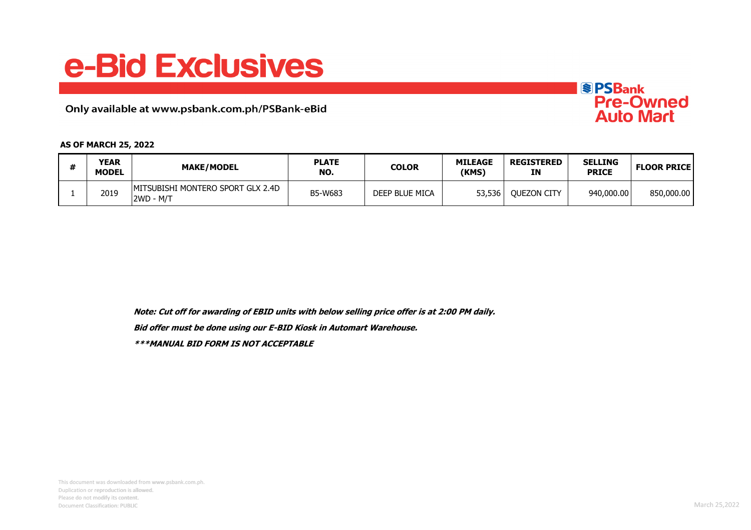# e-Bid Exclusives

Only available at www.psbank.com.ph/PSBank-eBid

PSBank Pre-Owned Auto Mart

**AS OF MARCH 25, 2022**

| # | YEAR MODEL | MAKE/MODEL | PLATE NO. | COLOR | MILEAGE (KMS) | REGISTERED IN | SELLING PRICE | FLOOR PRICE |
|---|---|---|---|---|---|---|---|---|
| 1 | 2019 | MITSUBISHI MONTERO SPORT GLX 2.4D 2WD - M/T | B5-W683 | DEEP BLUE MICA | 53,536 | QUEZON CITY | 940,000.00 | 850,000.00 |

***Note: Cut off for awarding of EBID units with below selling price offer is at 2:00 PM daily.***

***Bid offer must be done using our E-BID Kiosk in Automart Warehouse.***

******MANUAL BID FORM IS NOT ACCEPTABLE***

This document was downloaded from www.psbank.com.ph.
Duplication or reproduction is allowed.
Please do not modify its content.
Document Classification: PUBLIC

March 25,2022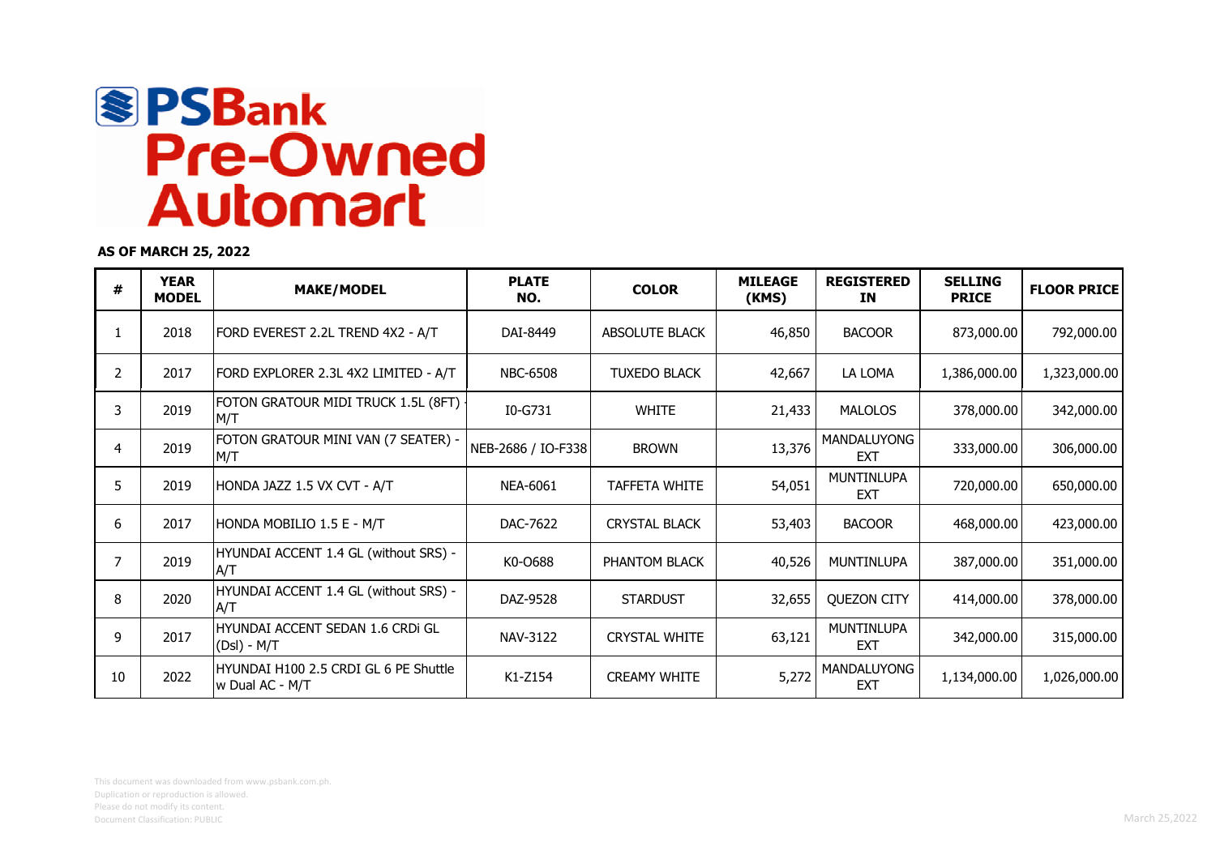# PSBank Pre-Owned Automart

**AS OF MARCH 25, 2022**

| # | YEAR MODEL | MAKE/MODEL | PLATE NO. | COLOR | MILEAGE (KMS) | REGISTERED IN | SELLING PRICE | FLOOR PRICE |
|---|---|---|---|---|---|---|---|---|
| 1 | 2018 | FORD EVEREST 2.2L TREND 4X2 - A/T | DAI-8449 | ABSOLUTE BLACK | 46,850 | BACOOR | 873,000.00 | 792,000.00 |
| 2 | 2017 | FORD EXPLORER 2.3L 4X2 LIMITED - A/T | NBC-6508 | TUXEDO BLACK | 42,667 | LA LOMA | 1,386,000.00 | 1,323,000.00 |
| 3 | 2019 | FOTON GRATOUR MIDI TRUCK 1.5L (8FT) - M/T | I0-G731 | WHITE | 21,433 | MALOLOS | 378,000.00 | 342,000.00 |
| 4 | 2019 | FOTON GRATOUR MINI VAN (7 SEATER) - M/T | NEB-2686 / IO-F338 | BROWN | 13,376 | MANDALUYONG EXT | 333,000.00 | 306,000.00 |
| 5 | 2019 | HONDA JAZZ 1.5 VX CVT - A/T | NEA-6061 | TAFFETA WHITE | 54,051 | MUNTINLUPA EXT | 720,000.00 | 650,000.00 |
| 6 | 2017 | HONDA MOBILIO 1.5 E - M/T | DAC-7622 | CRYSTAL BLACK | 53,403 | BACOOR | 468,000.00 | 423,000.00 |
| 7 | 2019 | HYUNDAI ACCENT 1.4 GL (without SRS) - A/T | K0-O688 | PHANTOM BLACK | 40,526 | MUNTINLUPA | 387,000.00 | 351,000.00 |
| 8 | 2020 | HYUNDAI ACCENT 1.4 GL (without SRS) - A/T | DAZ-9528 | STARDUST | 32,655 | QUEZON CITY | 414,000.00 | 378,000.00 |
| 9 | 2017 | HYUNDAI ACCENT SEDAN 1.6 CRDi GL (Dsl) - M/T | NAV-3122 | CRYSTAL WHITE | 63,121 | MUNTINLUPA EXT | 342,000.00 | 315,000.00 |
| 10 | 2022 | HYUNDAI H100 2.5 CRDI GL 6 PE Shuttle w Dual AC - M/T | K1-Z154 | CREAMY WHITE | 5,272 | MANDALUYONG EXT | 1,134,000.00 | 1,026,000.00 |

This document was downloaded from www.psbank.com.ph.
Duplication or reproduction is allowed.
Please do not modify its content.
Document Classification: PUBLIC

March 25,2022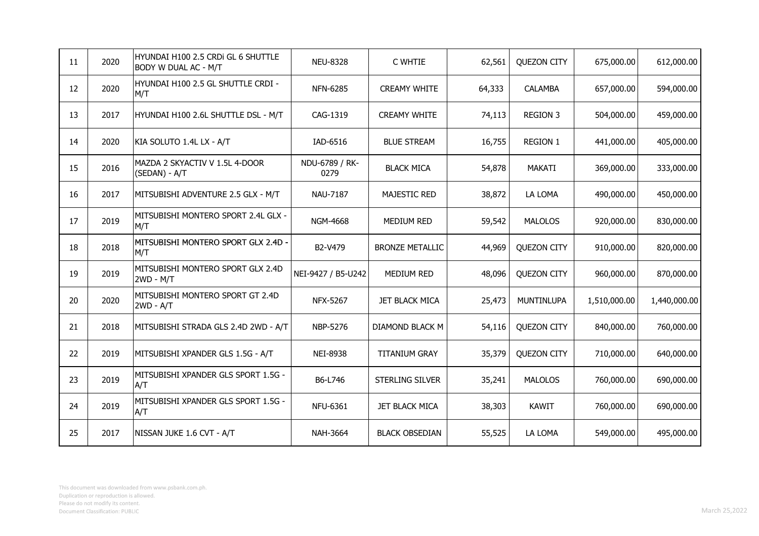| 11 | 2020 | HYUNDAI H100 2.5 CRDi GL 6 SHUTTLE BODY W DUAL AC - M/T | NEU-8328 | C WHTIE | 62,561 | QUEZON CITY | 675,000.00 | 612,000.00 |
|---|---|---|---|---|---|---|---|---|
| 12 | 2020 | HYUNDAI H100 2.5 GL SHUTTLE CRDI - M/T | NFN-6285 | CREAMY WHITE | 64,333 | CALAMBA | 657,000.00 | 594,000.00 |
| 13 | 2017 | HYUNDAI H100 2.6L SHUTTLE DSL - M/T | CAG-1319 | CREAMY WHITE | 74,113 | REGION 3 | 504,000.00 | 459,000.00 |
| 14 | 2020 | KIA SOLUTO 1.4L LX - A/T | IAD-6516 | BLUE STREAM | 16,755 | REGION 1 | 441,000.00 | 405,000.00 |
| 15 | 2016 | MAZDA 2 SKYACTIV V 1.5L 4-DOOR (SEDAN) - A/T | NDU-6789 / RK-0279 | BLACK MICA | 54,878 | MAKATI | 369,000.00 | 333,000.00 |
| 16 | 2017 | MITSUBISHI ADVENTURE 2.5 GLX - M/T | NAU-7187 | MAJESTIC RED | 38,872 | LA LOMA | 490,000.00 | 450,000.00 |
| 17 | 2019 | MITSUBISHI MONTERO SPORT 2.4L GLX - M/T | NGM-4668 | MEDIUM RED | 59,542 | MALOLOS | 920,000.00 | 830,000.00 |
| 18 | 2018 | MITSUBISHI MONTERO SPORT GLX 2.4D - M/T | B2-V479 | BRONZE METALLIC | 44,969 | QUEZON CITY | 910,000.00 | 820,000.00 |
| 19 | 2019 | MITSUBISHI MONTERO SPORT GLX 2.4D 2WD - M/T | NEI-9427 / B5-U242 | MEDIUM RED | 48,096 | QUEZON CITY | 960,000.00 | 870,000.00 |
| 20 | 2020 | MITSUBISHI MONTERO SPORT GT 2.4D 2WD - A/T | NFX-5267 | JET BLACK MICA | 25,473 | MUNTINLUPA | 1,510,000.00 | 1,440,000.00 |
| 21 | 2018 | MITSUBISHI STRADA GLS 2.4D 2WD - A/T | NBP-5276 | DIAMOND BLACK M | 54,116 | QUEZON CITY | 840,000.00 | 760,000.00 |
| 22 | 2019 | MITSUBISHI XPANDER GLS 1.5G - A/T | NEI-8938 | TITANIUM GRAY | 35,379 | QUEZON CITY | 710,000.00 | 640,000.00 |
| 23 | 2019 | MITSUBISHI XPANDER GLS SPORT 1.5G - A/T | B6-L746 | STERLING SILVER | 35,241 | MALOLOS | 760,000.00 | 690,000.00 |
| 24 | 2019 | MITSUBISHI XPANDER GLS SPORT 1.5G - A/T | NFU-6361 | JET BLACK MICA | 38,303 | KAWIT | 760,000.00 | 690,000.00 |
| 25 | 2017 | NISSAN JUKE 1.6 CVT - A/T | NAH-3664 | BLACK OBSEDIAN | 55,525 | LA LOMA | 549,000.00 | 495,000.00 |

This document was downloaded from www.psbank.com.ph.
Duplication or reproduction is allowed.
Please do not modify its content.
Document Classification: PUBLIC

March 25,2022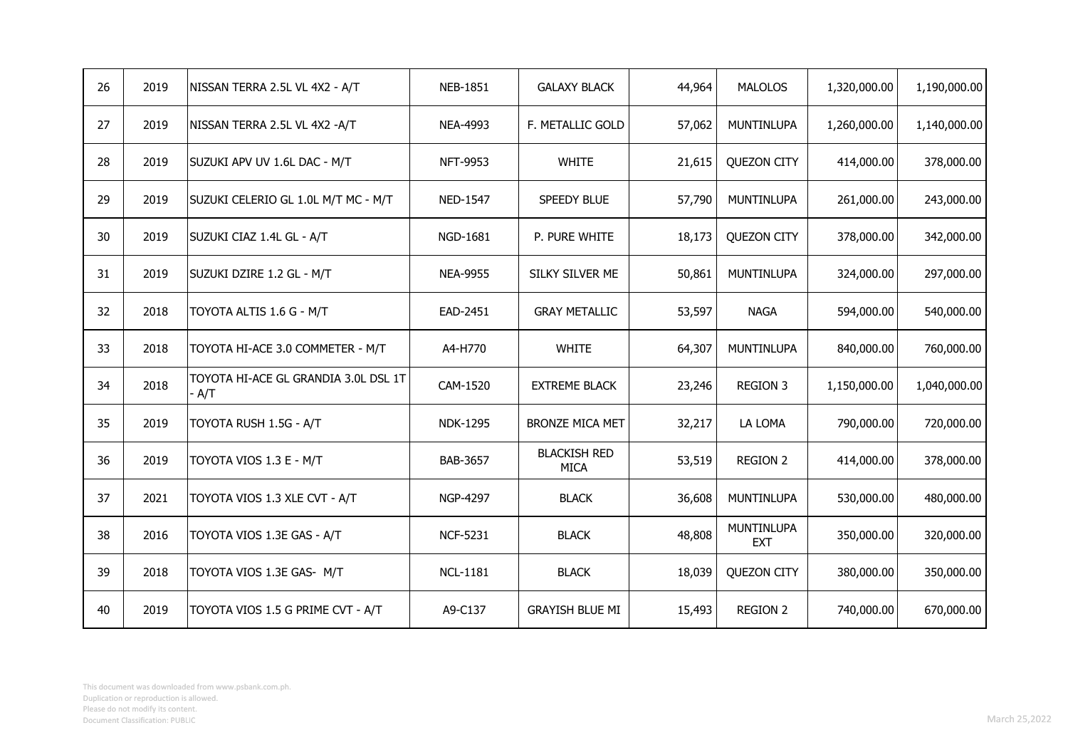| | | | | | | | | |
|---|---|---|---|---|---|---|---|---|
| 26 | 2019 | NISSAN TERRA 2.5L VL 4X2 - A/T | NEB-1851 | GALAXY BLACK | 44,964 | MALOLOS | 1,320,000.00 | 1,190,000.00 |
| 27 | 2019 | NISSAN TERRA 2.5L VL 4X2 -A/T | NEA-4993 | F. METALLIC GOLD | 57,062 | MUNTINLUPA | 1,260,000.00 | 1,140,000.00 |
| 28 | 2019 | SUZUKI APV UV 1.6L DAC - M/T | NFT-9953 | WHITE | 21,615 | QUEZON CITY | 414,000.00 | 378,000.00 |
| 29 | 2019 | SUZUKI CELERIO GL 1.0L M/T MC - M/T | NED-1547 | SPEEDY BLUE | 57,790 | MUNTINLUPA | 261,000.00 | 243,000.00 |
| 30 | 2019 | SUZUKI CIAZ 1.4L GL - A/T | NGD-1681 | P. PURE WHITE | 18,173 | QUEZON CITY | 378,000.00 | 342,000.00 |
| 31 | 2019 | SUZUKI DZIRE 1.2 GL - M/T | NEA-9955 | SILKY SILVER ME | 50,861 | MUNTINLUPA | 324,000.00 | 297,000.00 |
| 32 | 2018 | TOYOTA ALTIS 1.6 G - M/T | EAD-2451 | GRAY METALLIC | 53,597 | NAGA | 594,000.00 | 540,000.00 |
| 33 | 2018 | TOYOTA HI-ACE 3.0 COMMETER - M/T | A4-H770 | WHITE | 64,307 | MUNTINLUPA | 840,000.00 | 760,000.00 |
| 34 | 2018 | TOYOTA HI-ACE GL GRANDIA 3.0L DSL 1T - A/T | CAM-1520 | EXTREME BLACK | 23,246 | REGION 3 | 1,150,000.00 | 1,040,000.00 |
| 35 | 2019 | TOYOTA RUSH 1.5G - A/T | NDK-1295 | BRONZE MICA MET | 32,217 | LA LOMA | 790,000.00 | 720,000.00 |
| 36 | 2019 | TOYOTA VIOS 1.3 E - M/T | BAB-3657 | BLACKISH RED MICA | 53,519 | REGION 2 | 414,000.00 | 378,000.00 |
| 37 | 2021 | TOYOTA VIOS 1.3 XLE CVT - A/T | NGP-4297 | BLACK | 36,608 | MUNTINLUPA | 530,000.00 | 480,000.00 |
| 38 | 2016 | TOYOTA VIOS 1.3E GAS - A/T | NCF-5231 | BLACK | 48,808 | MUNTINLUPA EXT | 350,000.00 | 320,000.00 |
| 39 | 2018 | TOYOTA VIOS 1.3E GAS- M/T | NCL-1181 | BLACK | 18,039 | QUEZON CITY | 380,000.00 | 350,000.00 |
| 40 | 2019 | TOYOTA VIOS 1.5 G PRIME CVT - A/T | A9-C137 | GRAYISH BLUE MI | 15,493 | REGION 2 | 740,000.00 | 670,000.00 |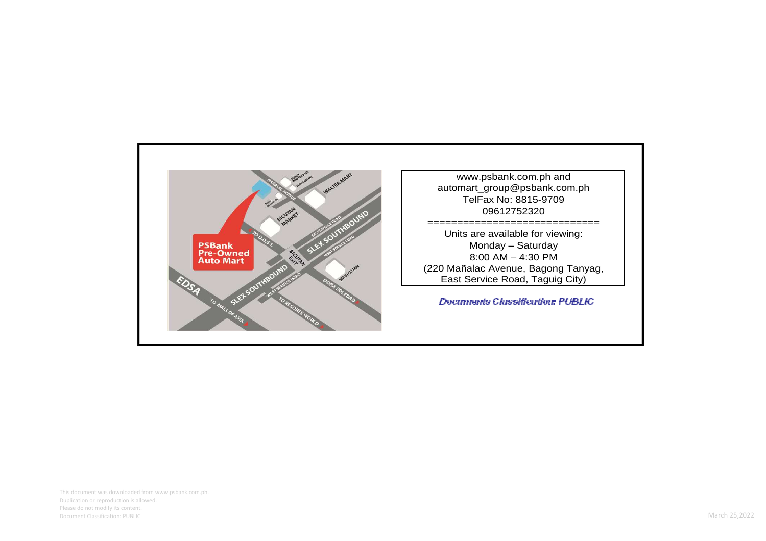PSBank Pre-Owned Auto Mart

EDSA

SLEX SOUTHBOUND

TO MALL OF ASIA

TO D.O.S.T.

BICUTAN MARKET

MAÑALAC AVENUE

WALTER MART

BICUTAN EXIT

EAST SERVICE ROAD

WEST SERVICE ROAD

SM BICUTAN

DOÑA SOLEDAD

TO RESORTS WORLD

www.psbank.com.ph and
automart_group@psbank.com.ph
TelFax No: 8815-9709
09612752320

=============================

Units are available for viewing:
Monday – Saturday
8:00 AM – 4:30 PM
(220 Mañalac Avenue, Bagong Tanyag, East Service Road, Taguig City)

*Documents Classification: PUBLIC*

This document was downloaded from www.psbank.com.ph.
Duplication or reproduction is allowed.
Please do not modify its content.
Document Classification: PUBLIC

March 25,2022